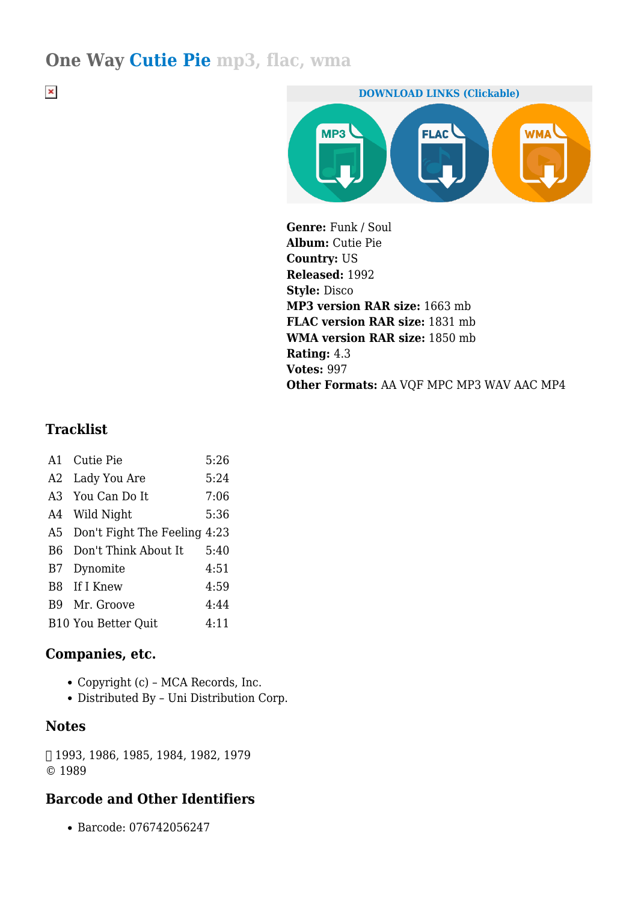# One Way Cutie Pie mp3, flac, wma

**DOWNLOAD LINKS (Clickable)**

**Genre:** Funk / Soul
**Album:** Cutie Pie
**Country:** US
**Released:** 1992
**Style:** Disco
**MP3 version RAR size:** 1663 mb
**FLAC version RAR size:** 1831 mb
**WMA version RAR size:** 1850 mb
**Rating:** 4.3
**Votes:** 997
**Other Formats:** AA VQF MPC MP3 WAV AAC MP4

## Tracklist

| | | |
|---|---|---|
| A1 | Cutie Pie | 5:26 |
| A2 | Lady You Are | 5:24 |
| A3 | You Can Do It | 7:06 |
| A4 | Wild Night | 5:36 |
| A5 | Don't Fight The Feeling | 4:23 |
| B6 | Don't Think About It | 5:40 |
| B7 | Dynomite | 4:51 |
| B8 | If I Knew | 4:59 |
| B9 | Mr. Groove | 4:44 |
| B10 | You Better Quit | 4:11 |

## Companies, etc.

- Copyright (c) – MCA Records, Inc.
- Distributed By – Uni Distribution Corp.

## Notes

℗ 1993, 1986, 1985, 1984, 1982, 1979
© 1989

## Barcode and Other Identifiers

- Barcode: 076742056247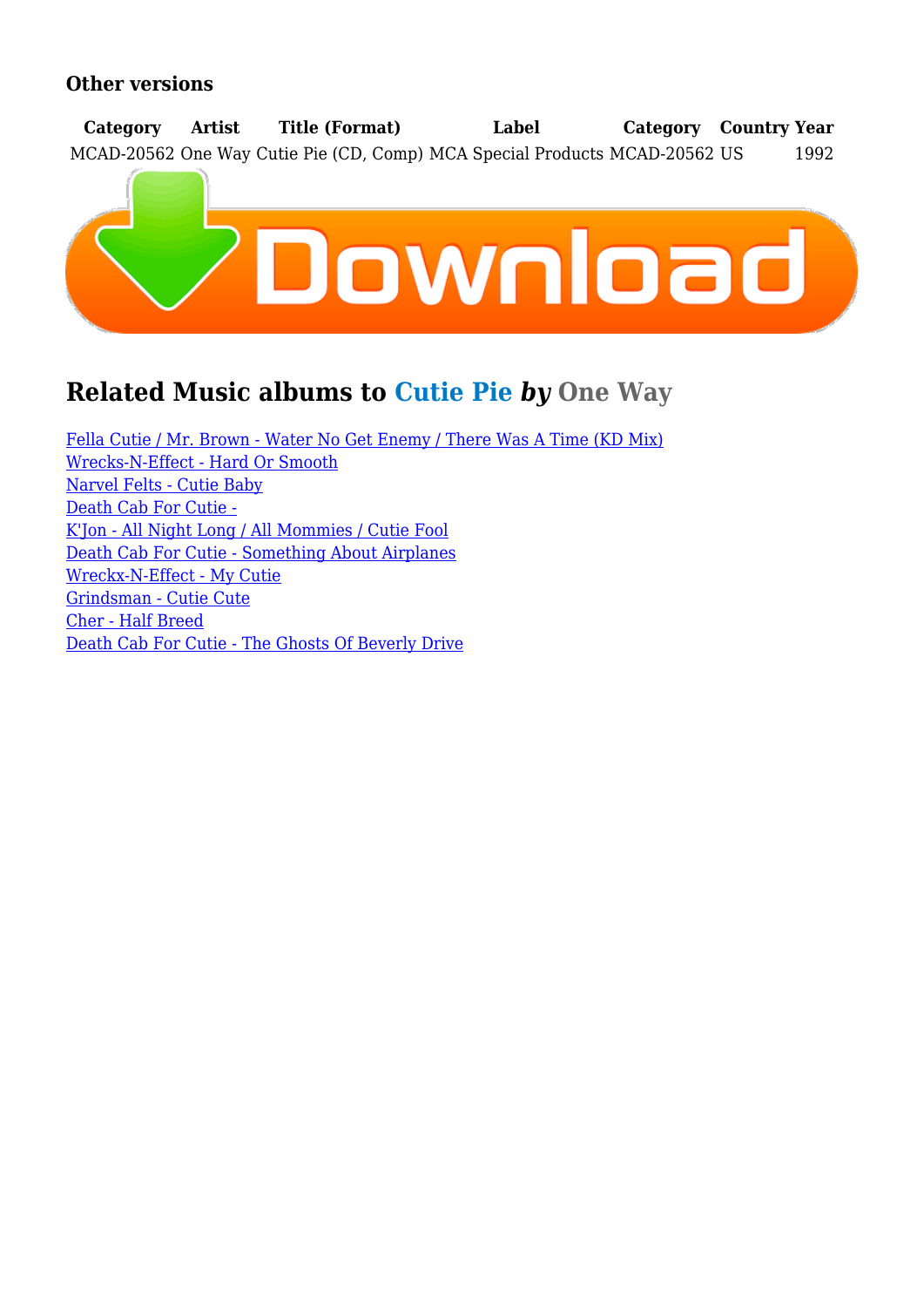### Other versions

| Category | Artist | Title (Format) | Label | Category | Country | Year |
|---|---|---|---|---|---|---|
| MCAD-20562 | One Way | Cutie Pie (CD, Comp) | MCA Special Products | MCAD-20562 | US | 1992 |

## Related Music albums to Cutie Pie *by* One Way

Fella Cutie / Mr. Brown - Water No Get Enemy / There Was A Time (KD Mix)
Wrecks-N-Effect - Hard Or Smooth
Narvel Felts - Cutie Baby
Death Cab For Cutie -
K'Jon - All Night Long / All Mommies / Cutie Fool
Death Cab For Cutie - Something About Airplanes
Wreckx-N-Effect - My Cutie
Grindsman - Cutie Cute
Cher - Half Breed
Death Cab For Cutie - The Ghosts Of Beverly Drive